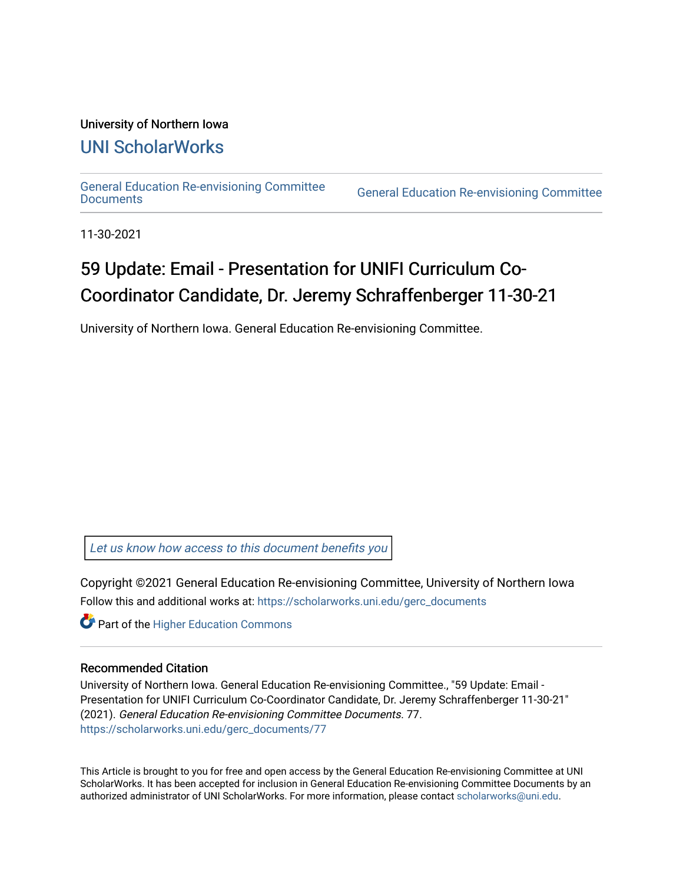University of Northern Iowa

## UNI ScholarWorks

General Education Re-envisioning Committee Documents | General Education Re-envisioning Committee

11-30-2021

# 59 Update: Email - Presentation for UNIFI Curriculum Co-Coordinator Candidate, Dr. Jeremy Schraffenberger 11-30-21

University of Northern Iowa. General Education Re-envisioning Committee.

*Let us know how access to this document benefits you*

Copyright ©2021 General Education Re-envisioning Committee, University of Northern Iowa

Follow this and additional works at: https://scholarworks.uni.edu/gerc_documents

Part of the Higher Education Commons

### Recommended Citation

University of Northern Iowa. General Education Re-envisioning Committee., "59 Update: Email - Presentation for UNIFI Curriculum Co-Coordinator Candidate, Dr. Jeremy Schraffenberger 11-30-21" (2021). *General Education Re-envisioning Committee Documents*. 77.
https://scholarworks.uni.edu/gerc_documents/77

This Article is brought to you for free and open access by the General Education Re-envisioning Committee at UNI ScholarWorks. It has been accepted for inclusion in General Education Re-envisioning Committee Documents by an authorized administrator of UNI ScholarWorks. For more information, please contact scholarworks@uni.edu.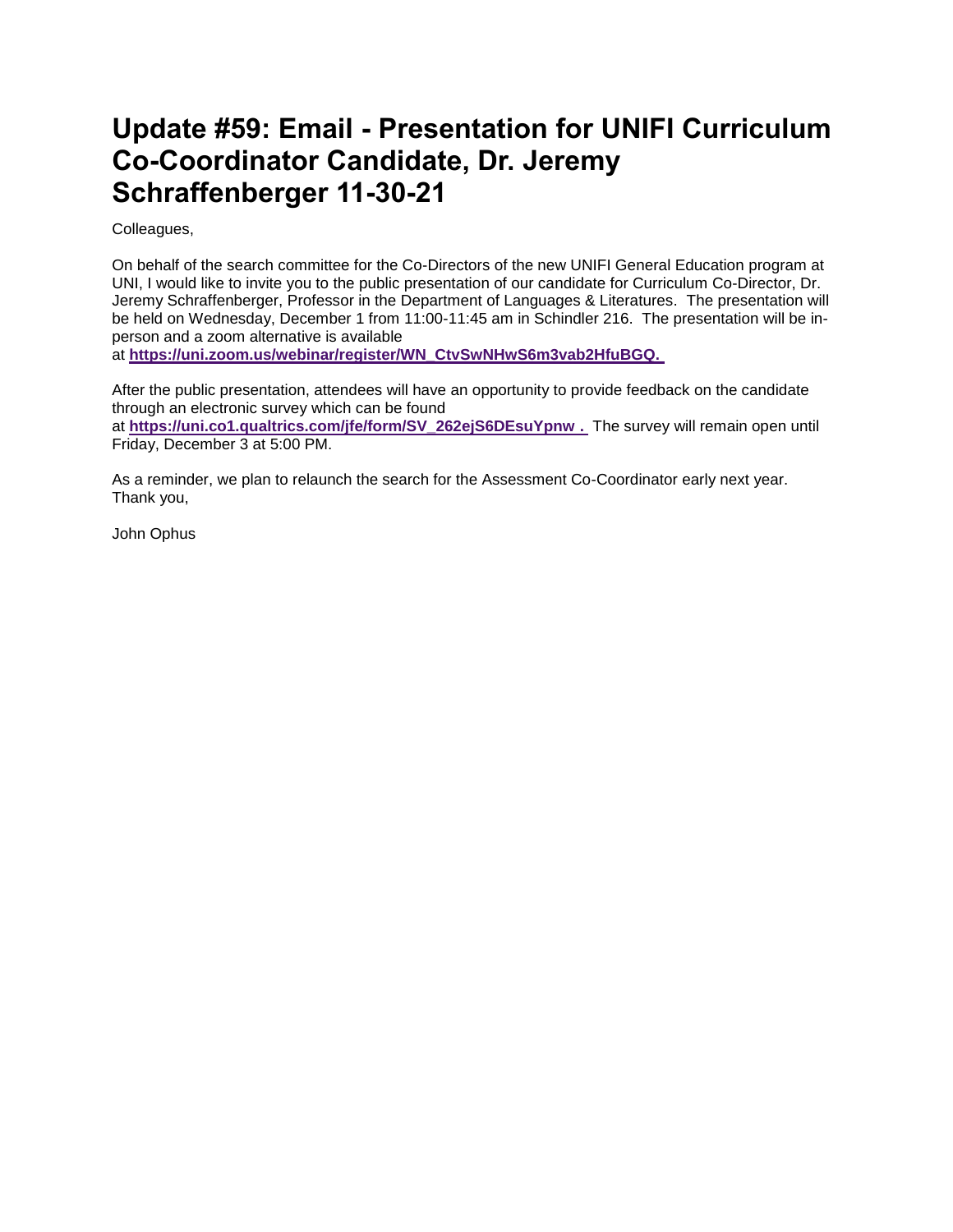# Update #59: Email - Presentation for UNIFI Curriculum Co-Coordinator Candidate, Dr. Jeremy Schraffenberger 11-30-21

Colleagues,

On behalf of the search committee for the Co-Directors of the new UNIFI General Education program at UNI, I would like to invite you to the public presentation of our candidate for Curriculum Co-Director, Dr. Jeremy Schraffenberger, Professor in the Department of Languages & Literatures. The presentation will be held on Wednesday, December 1 from 11:00-11:45 am in Schindler 216. The presentation will be in-person and a zoom alternative is available at **https://uni.zoom.us/webinar/register/WN_CtvSwNHwS6m3vab2HfuBGQ.**

After the public presentation, attendees will have an opportunity to provide feedback on the candidate through an electronic survey which can be found at **https://uni.co1.qualtrics.com/jfe/form/SV_262ejS6DEsuYpnw .** The survey will remain open until Friday, December 3 at 5:00 PM.

As a reminder, we plan to relaunch the search for the Assessment Co-Coordinator early next year.
Thank you,

John Ophus